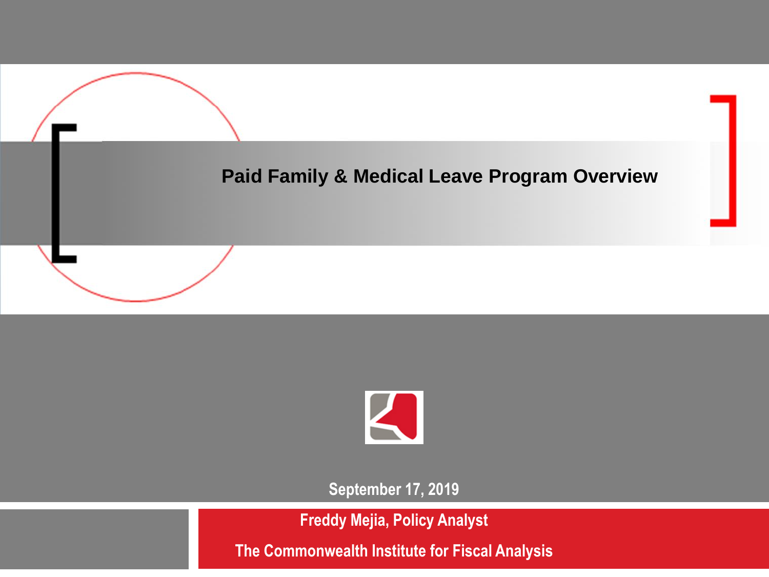# Paid Family & Medical Leave Program Overview

September 17, 2019

**Freddy Mejia, Policy Analyst**

**The Commonwealth Institute for Fiscal Analysis**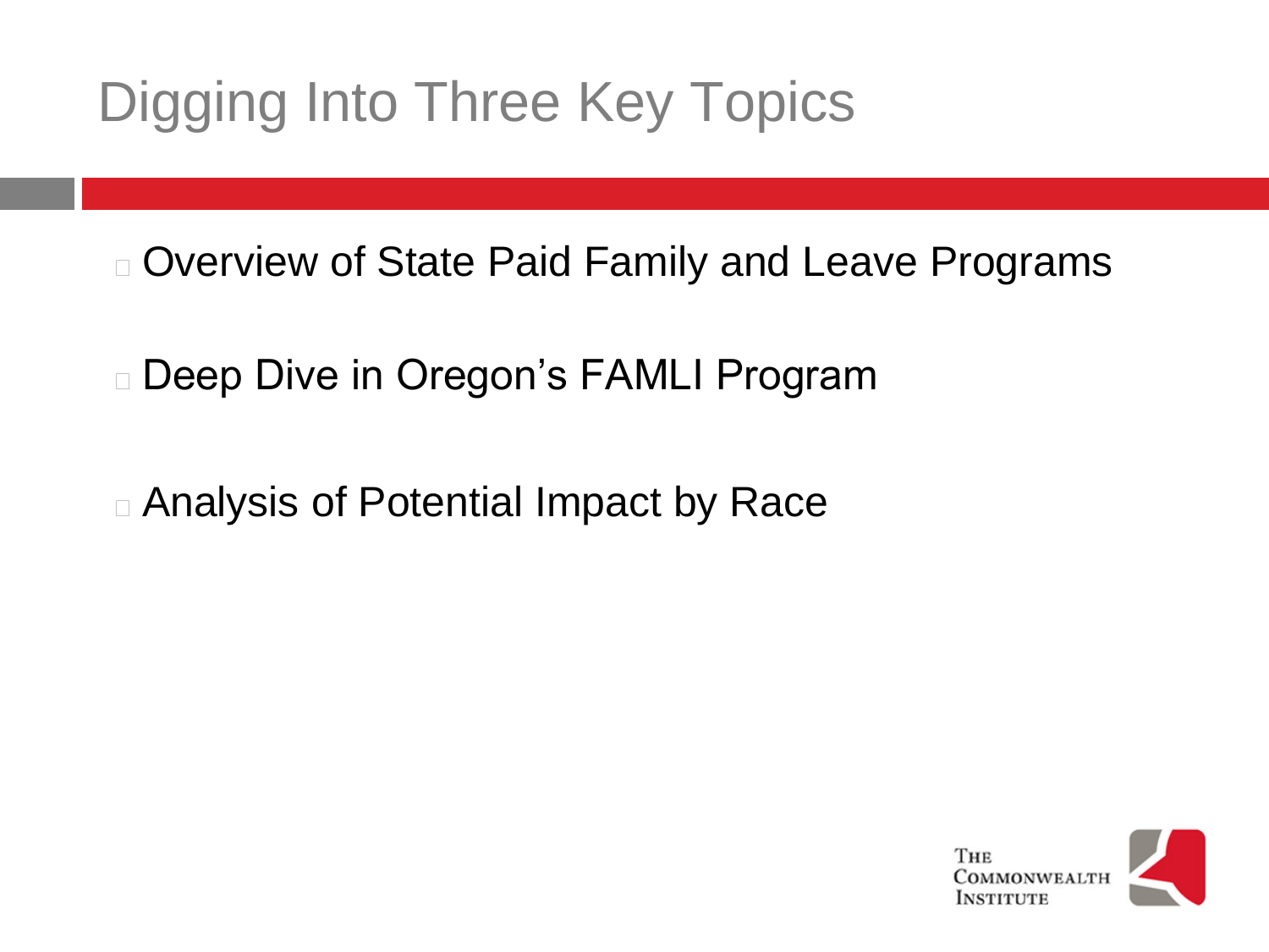# Digging Into Three Key Topics

- Overview of State Paid Family and Leave Programs
- Deep Dive in Oregon's FAMLI Program
- Analysis of Potential Impact by Race

The Commonwealth Institute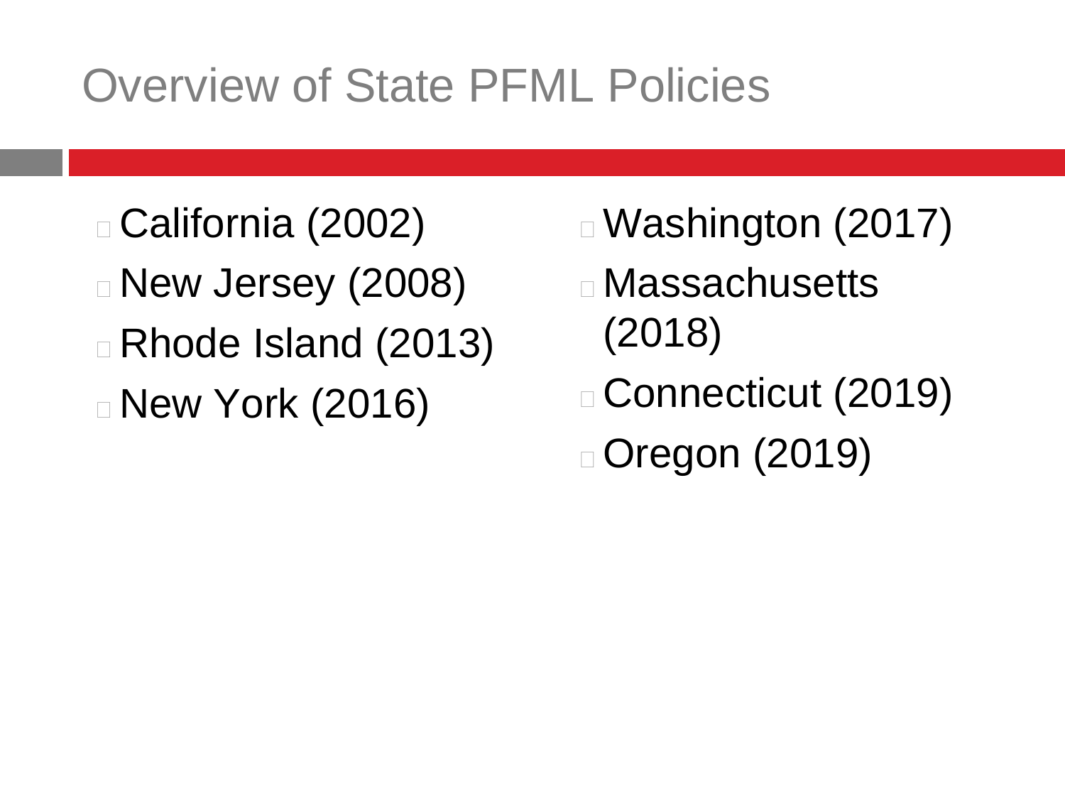# Overview of State PFML Policies

- California (2002)
- New Jersey (2008)
- Rhode Island (2013)
- New York (2016)
- Washington (2017)
- Massachusetts (2018)
- Connecticut (2019)
- Oregon (2019)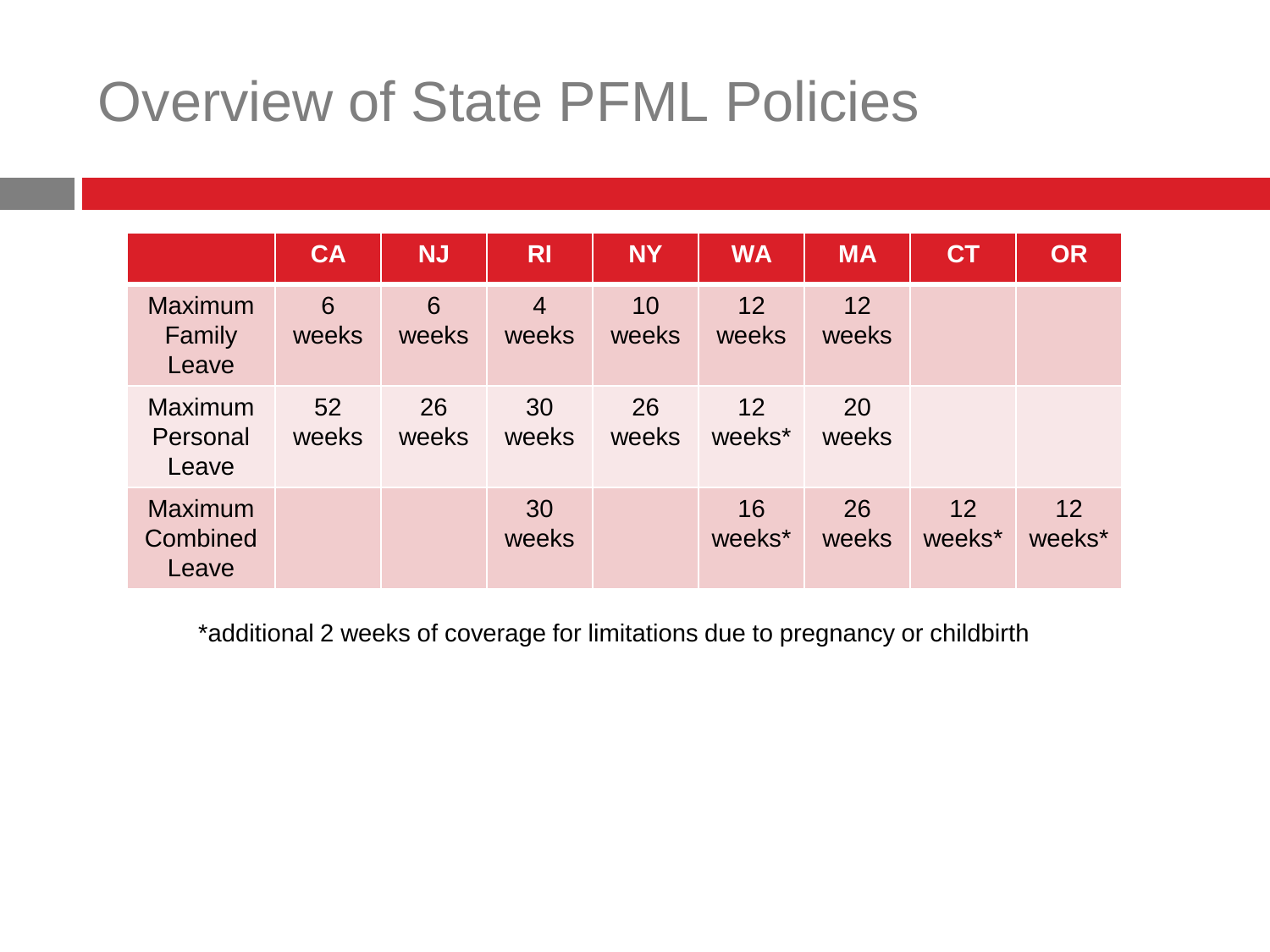# Overview of State PFML Policies

| | CA | NJ | RI | NY | WA | MA | CT | OR |
|---|---|---|---|---|---|---|---|---|
| Maximum Family Leave | 6 weeks | 6 weeks | 4 weeks | 10 weeks | 12 weeks | 12 weeks | | |
| Maximum Personal Leave | 52 weeks | 26 weeks | 30 weeks | 26 weeks | 12 weeks* | 20 weeks | | |
| Maximum Combined Leave | | | 30 weeks | | 16 weeks* | 26 weeks | 12 weeks* | 12 weeks* |

*additional 2 weeks of coverage for limitations due to pregnancy or childbirth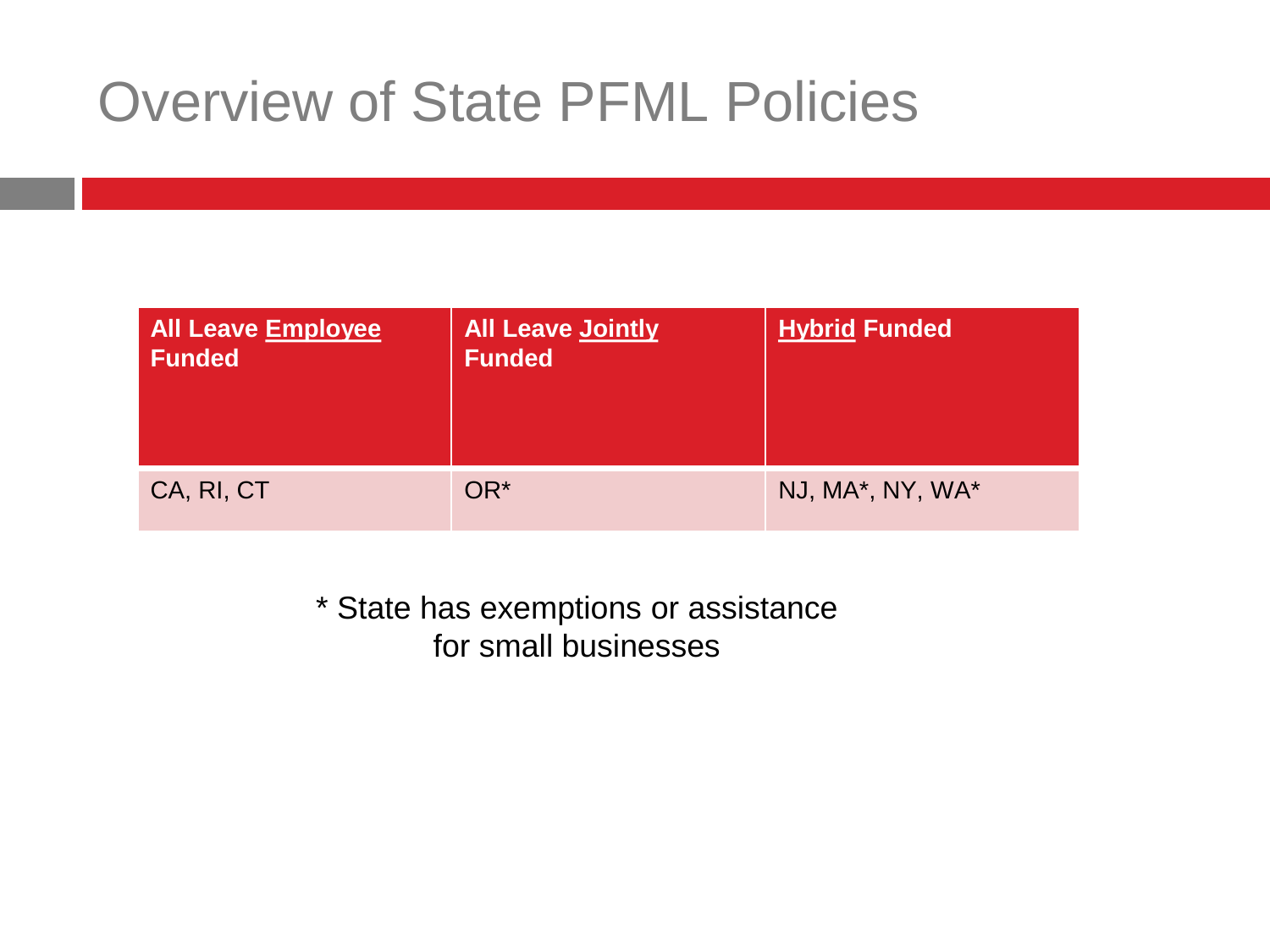# Overview of State PFML Policies

| All Leave Employee Funded | All Leave Jointly Funded | Hybrid Funded |
| --- | --- | --- |
| CA, RI, CT | OR* | NJ, MA*, NY, WA* |

* State has exemptions or assistance for small businesses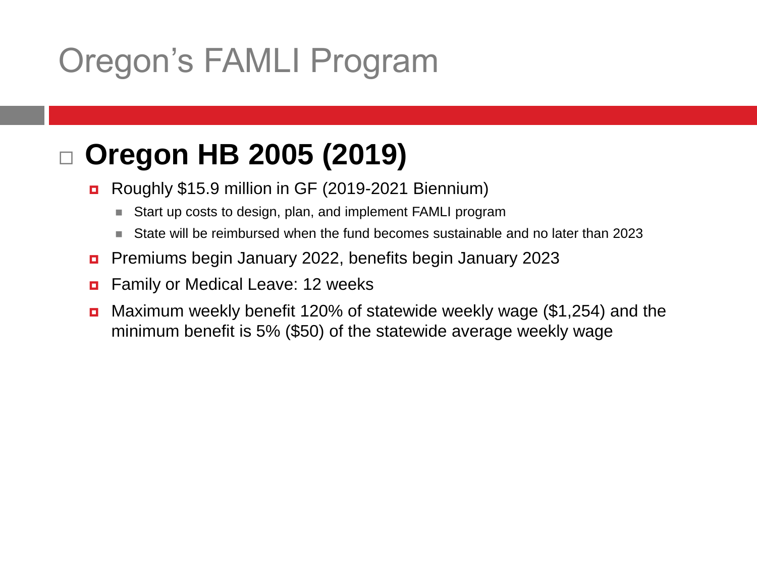# Oregon's FAMLI Program

## Oregon HB 2005 (2019)

- Roughly $15.9 million in GF (2019-2021 Biennium)
  - Start up costs to design, plan, and implement FAMLI program
  - State will be reimbursed when the fund becomes sustainable and no later than 2023
- Premiums begin January 2022, benefits begin January 2023
- Family or Medical Leave: 12 weeks
- Maximum weekly benefit 120% of statewide weekly wage ($1,254) and the minimum benefit is 5% ($50) of the statewide average weekly wage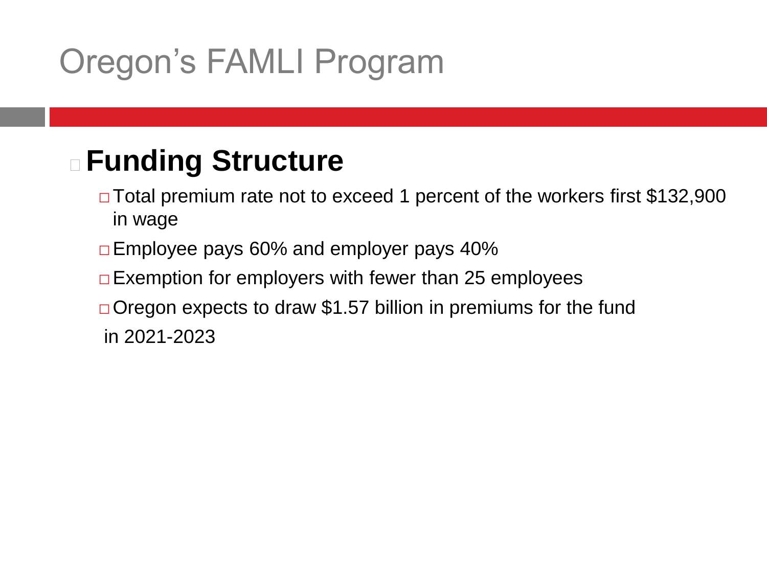# Oregon's FAMLI Program

## Funding Structure

- Total premium rate not to exceed 1 percent of the workers first $132,900 in wage
- Employee pays 60% and employer pays 40%
- Exemption for employers with fewer than 25 employees
- Oregon expects to draw $1.57 billion in premiums for the fund in 2021-2023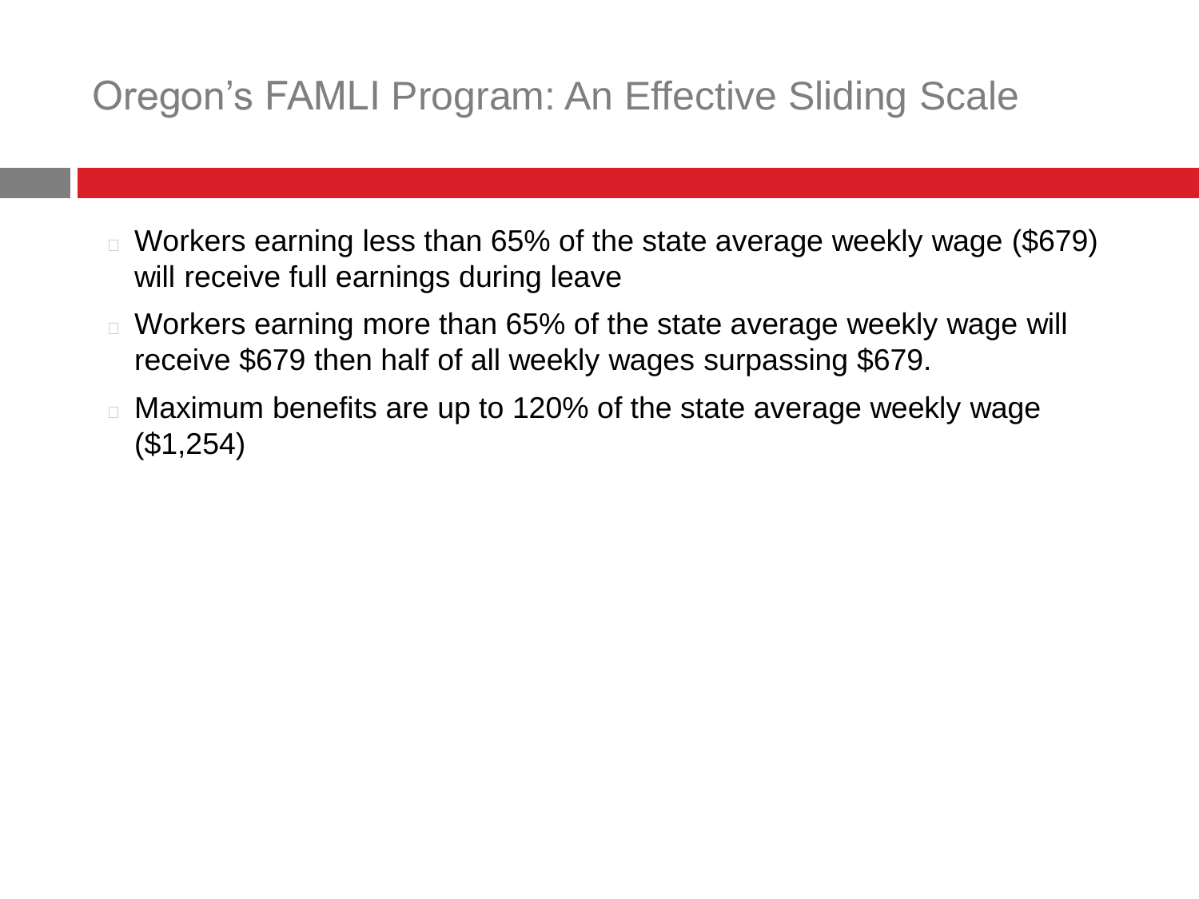# Oregon's FAMLI Program: An Effective Sliding Scale

- Workers earning less than 65% of the state average weekly wage ($679) will receive full earnings during leave
- Workers earning more than 65% of the state average weekly wage will receive $679 then half of all weekly wages surpassing $679.
- Maximum benefits are up to 120% of the state average weekly wage ($1,254)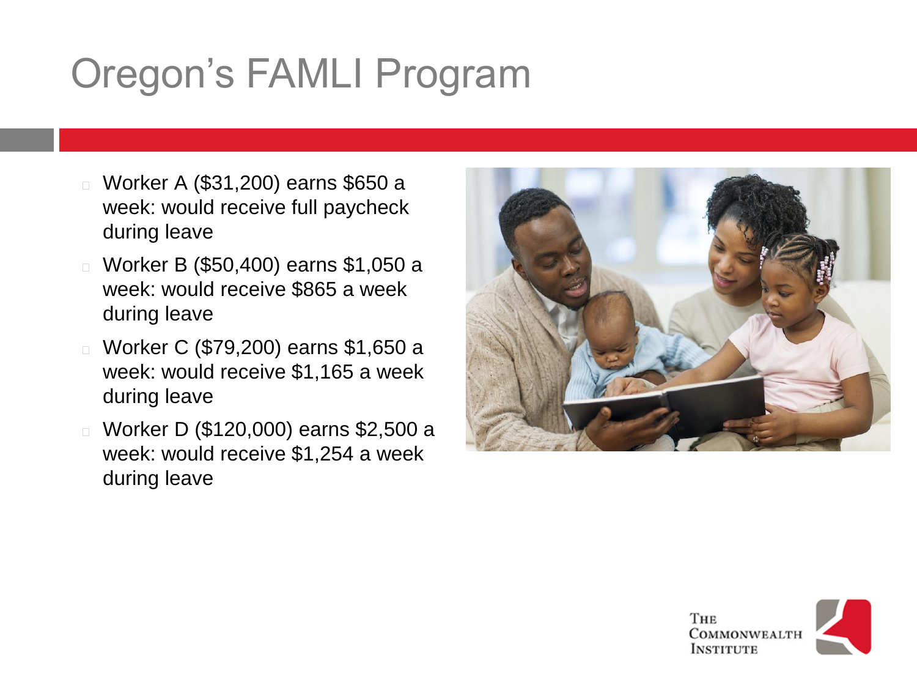# Oregon's FAMLI Program

- Worker A ($31,200) earns $650 a week: would receive full paycheck during leave
- Worker B ($50,400) earns $1,050 a week: would receive $865 a week during leave
- Worker C ($79,200) earns $1,650 a week: would receive $1,165 a week during leave
- Worker D ($120,000) earns $2,500 a week: would receive $1,254 a week during leave

The Commonwealth Institute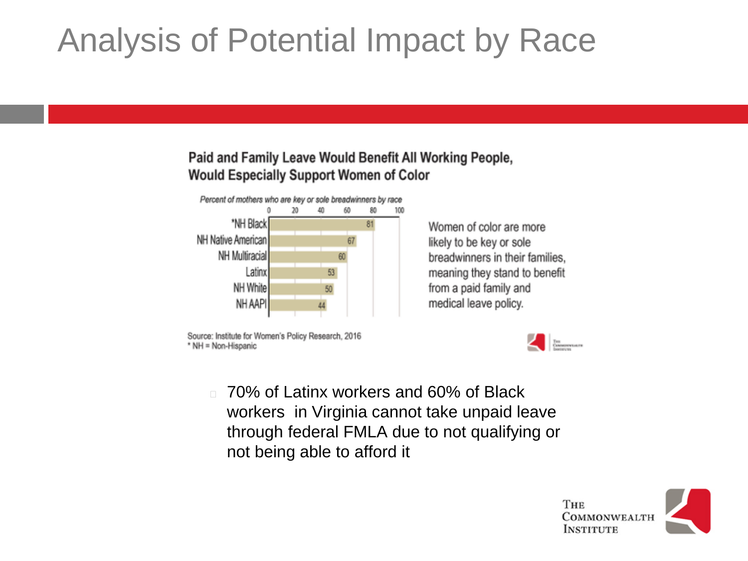# Analysis of Potential Impact by Race

**Paid and Family Leave Would Benefit All Working People, Would Especially Support Women of Color**

*Percent of mothers who are key or sole breadwinners by race*

| Race | Percent |
|---|---|
| *NH Black | 81 |
| NH Native American | 67 |
| NH Multiracial | 60 |
| Latinx | 53 |
| NH White | 50 |
| NH AAPI | 44 |

Women of color are more likely to be key or sole breadwinners in their families, meaning they stand to benefit from a paid family and medical leave policy.

Source: Institute for Women's Policy Research, 2016
* NH = Non-Hispanic

- 70% of Latinx workers and 60% of Black workers in Virginia cannot take unpaid leave through federal FMLA due to not qualifying or not being able to afford it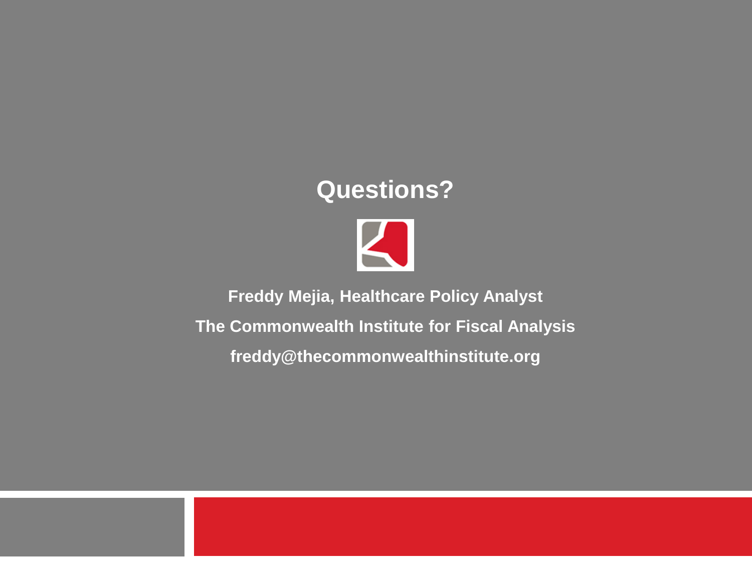# Questions?

**Freddy Mejia, Healthcare Policy Analyst**

**The Commonwealth Institute for Fiscal Analysis**

**freddy@thecommonwealthinstitute.org**